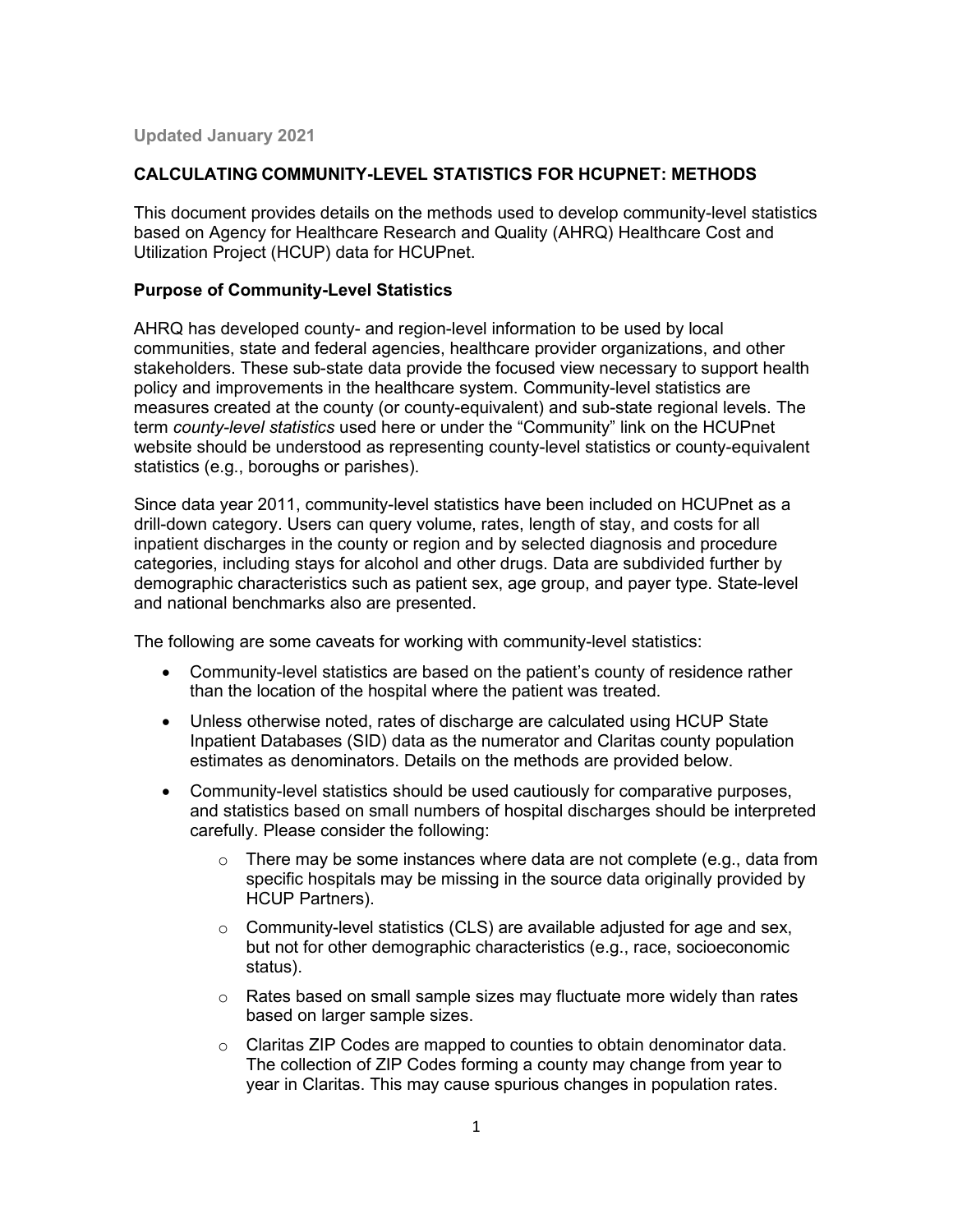Updated January 2021

# CALCULATING COMMUNITY-LEVEL STATISTICS FOR HCUPNET: METHODS

This document provides details on the methods used to develop community-level statistics based on Agency for Healthcare Research and Quality (AHRQ) Healthcare Cost and Utilization Project (HCUP) data for HCUPnet.

## Purpose of Community-Level Statistics

AHRQ has developed county- and region-level information to be used by local communities, state and federal agencies, healthcare provider organizations, and other stakeholders. These sub-state data provide the focused view necessary to support health policy and improvements in the healthcare system. Community-level statistics are measures created at the county (or county-equivalent) and sub-state regional levels. The term *county-level statistics* used here or under the "Community" link on the HCUPnet website should be understood as representing county-level statistics or county-equivalent statistics (e.g., boroughs or parishes).

Since data year 2011, community-level statistics have been included on HCUPnet as a drill-down category. Users can query volume, rates, length of stay, and costs for all inpatient discharges in the county or region and by selected diagnosis and procedure categories, including stays for alcohol and other drugs. Data are subdivided further by demographic characteristics such as patient sex, age group, and payer type. State-level and national benchmarks also are presented.

The following are some caveats for working with community-level statistics:

- Community-level statistics are based on the patient's county of residence rather than the location of the hospital where the patient was treated.
- Unless otherwise noted, rates of discharge are calculated using HCUP State Inpatient Databases (SID) data as the numerator and Claritas county population estimates as denominators. Details on the methods are provided below.
- Community-level statistics should be used cautiously for comparative purposes, and statistics based on small numbers of hospital discharges should be interpreted carefully. Please consider the following:
  - There may be some instances where data are not complete (e.g., data from specific hospitals may be missing in the source data originally provided by HCUP Partners).
  - Community-level statistics (CLS) are available adjusted for age and sex, but not for other demographic characteristics (e.g., race, socioeconomic status).
  - Rates based on small sample sizes may fluctuate more widely than rates based on larger sample sizes.
  - Claritas ZIP Codes are mapped to counties to obtain denominator data. The collection of ZIP Codes forming a county may change from year to year in Claritas. This may cause spurious changes in population rates.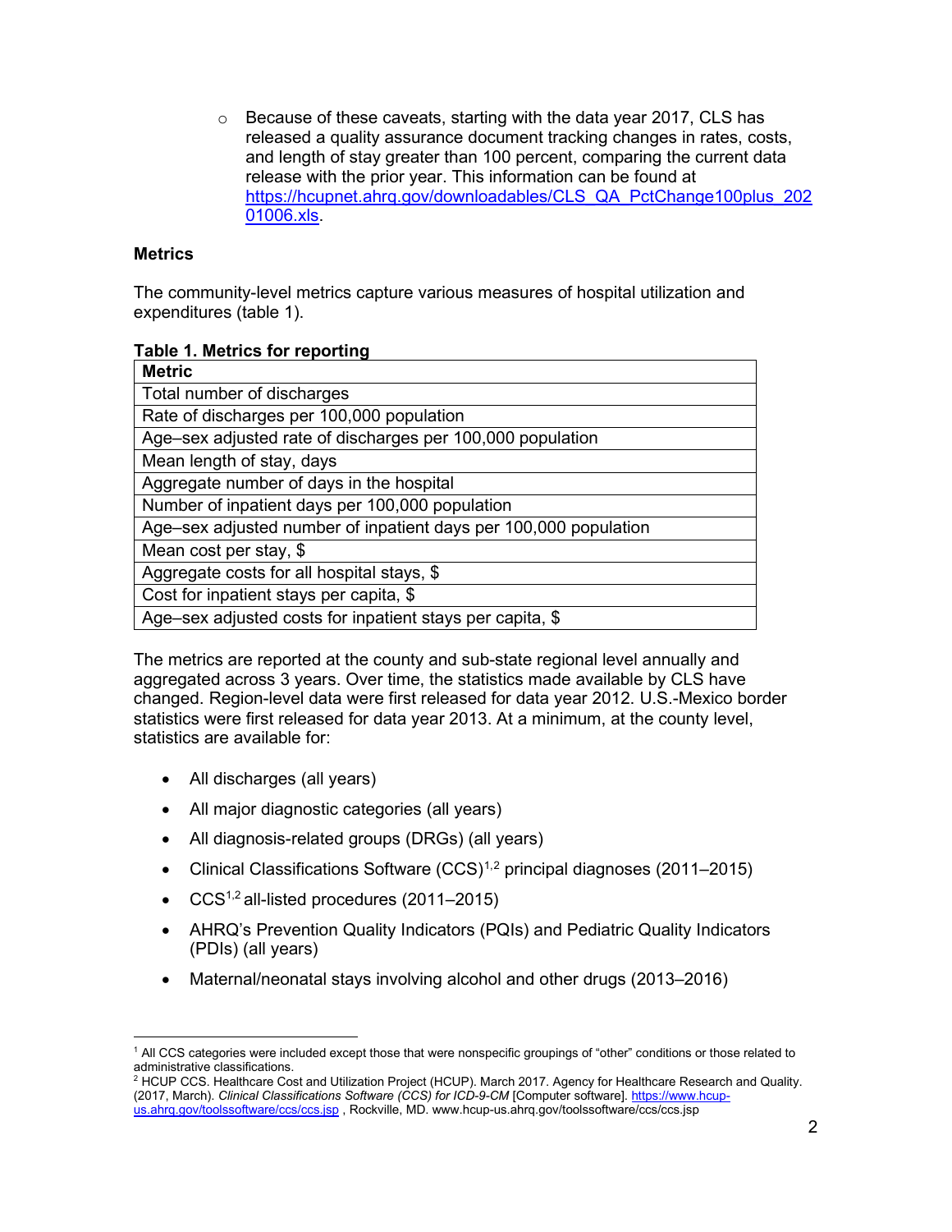- Because of these caveats, starting with the data year 2017, CLS has released a quality assurance document tracking changes in rates, costs, and length of stay greater than 100 percent, comparing the current data release with the prior year. This information can be found at https://hcupnet.ahrq.gov/downloadables/CLS_QA_PctChange100plus_20201006.xls.

### Metrics

The community-level metrics capture various measures of hospital utilization and expenditures (table 1).

**Table 1. Metrics for reporting**

| Metric |
|---|
| Total number of discharges |
| Rate of discharges per 100,000 population |
| Age–sex adjusted rate of discharges per 100,000 population |
| Mean length of stay, days |
| Aggregate number of days in the hospital |
| Number of inpatient days per 100,000 population |
| Age–sex adjusted number of inpatient days per 100,000 population |
| Mean cost per stay, $ |
| Aggregate costs for all hospital stays, $ |
| Cost for inpatient stays per capita, $ |
| Age–sex adjusted costs for inpatient stays per capita, $ |

The metrics are reported at the county and sub-state regional level annually and aggregated across 3 years. Over time, the statistics made available by CLS have changed. Region-level data were first released for data year 2012. U.S.-Mexico border statistics were first released for data year 2013. At a minimum, at the county level, statistics are available for:

- All discharges (all years)
- All major diagnostic categories (all years)
- All diagnosis-related groups (DRGs) (all years)
- Clinical Classifications Software (CCS)[1,2] principal diagnoses (2011–2015)
- CCS[1,2] all-listed procedures (2011–2015)
- AHRQ's Prevention Quality Indicators (PQIs) and Pediatric Quality Indicators (PDIs) (all years)
- Maternal/neonatal stays involving alcohol and other drugs (2013–2016)

---

[1] All CCS categories were included except those that were nonspecific groupings of "other" conditions or those related to administrative classifications.

[2] HCUP CCS. Healthcare Cost and Utilization Project (HCUP). March 2017. Agency for Healthcare Research and Quality. (2017, March). *Clinical Classifications Software (CCS) for ICD-9-CM* [Computer software]. https://www.hcup-us.ahrq.gov/toolssoftware/ccs/ccs.jsp , Rockville, MD. www.hcup-us.ahrq.gov/toolssoftware/ccs/ccs.jsp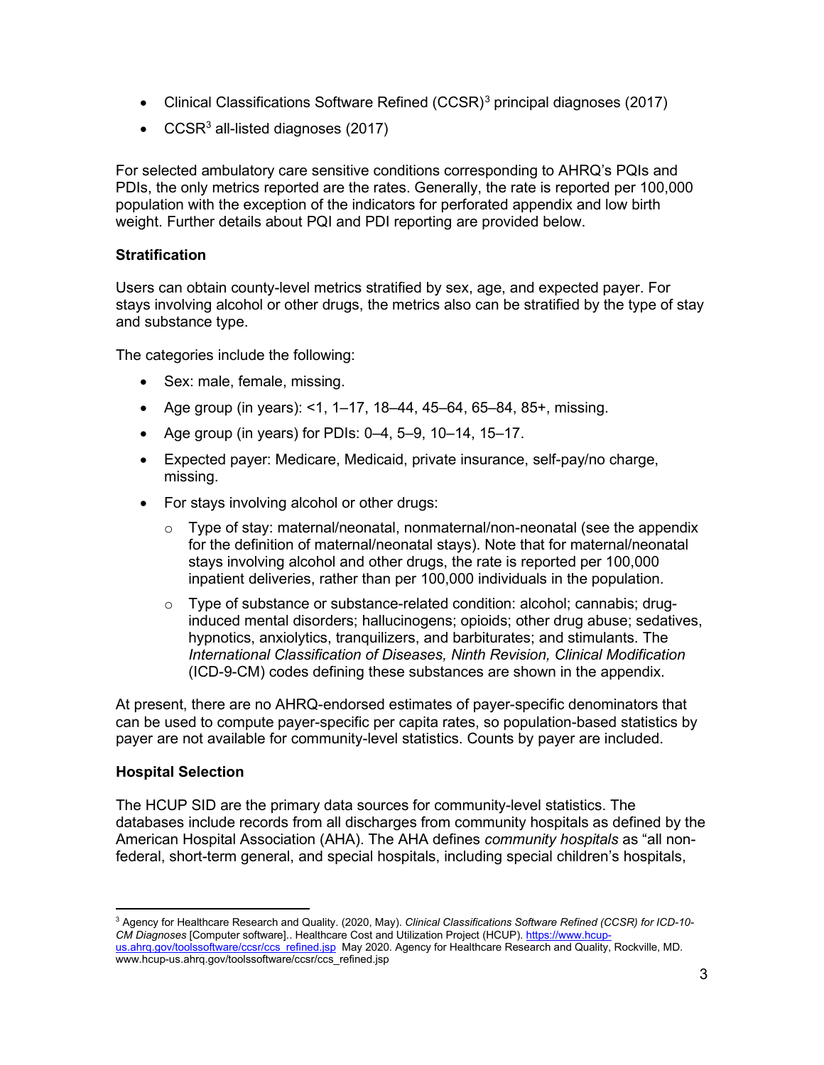- Clinical Classifications Software Refined (CCSR)[3] principal diagnoses (2017)
- CCSR[3] all-listed diagnoses (2017)

For selected ambulatory care sensitive conditions corresponding to AHRQ's PQIs and PDIs, the only metrics reported are the rates. Generally, the rate is reported per 100,000 population with the exception of the indicators for perforated appendix and low birth weight. Further details about PQI and PDI reporting are provided below.

### Stratification

Users can obtain county-level metrics stratified by sex, age, and expected payer. For stays involving alcohol or other drugs, the metrics also can be stratified by the type of stay and substance type.

The categories include the following:

- Sex: male, female, missing.
- Age group (in years): <1, 1–17, 18–44, 45–64, 65–84, 85+, missing.
- Age group (in years) for PDIs: 0–4, 5–9, 10–14, 15–17.
- Expected payer: Medicare, Medicaid, private insurance, self-pay/no charge, missing.
- For stays involving alcohol or other drugs:
  - Type of stay: maternal/neonatal, nonmaternal/non-neonatal (see the appendix for the definition of maternal/neonatal stays). Note that for maternal/neonatal stays involving alcohol and other drugs, the rate is reported per 100,000 inpatient deliveries, rather than per 100,000 individuals in the population.
  - Type of substance or substance-related condition: alcohol; cannabis; drug-induced mental disorders; hallucinogens; opioids; other drug abuse; sedatives, hypnotics, anxiolytics, tranquilizers, and barbiturates; and stimulants. The *International Classification of Diseases, Ninth Revision, Clinical Modification* (ICD-9-CM) codes defining these substances are shown in the appendix.

At present, there are no AHRQ-endorsed estimates of payer-specific denominators that can be used to compute payer-specific per capita rates, so population-based statistics by payer are not available for community-level statistics. Counts by payer are included.

### Hospital Selection

The HCUP SID are the primary data sources for community-level statistics. The databases include records from all discharges from community hospitals as defined by the American Hospital Association (AHA). The AHA defines *community hospitals* as "all non-federal, short-term general, and special hospitals, including special children's hospitals,

---

[3] Agency for Healthcare Research and Quality. (2020, May). *Clinical Classifications Software Refined (CCSR) for ICD-10-CM Diagnoses* [Computer software].. Healthcare Cost and Utilization Project (HCUP). https://www.hcup-us.ahrq.gov/toolssoftware/ccsr/ccs_refined.jsp May 2020. Agency for Healthcare Research and Quality, Rockville, MD. www.hcup-us.ahrq.gov/toolssoftware/ccsr/ccs_refined.jsp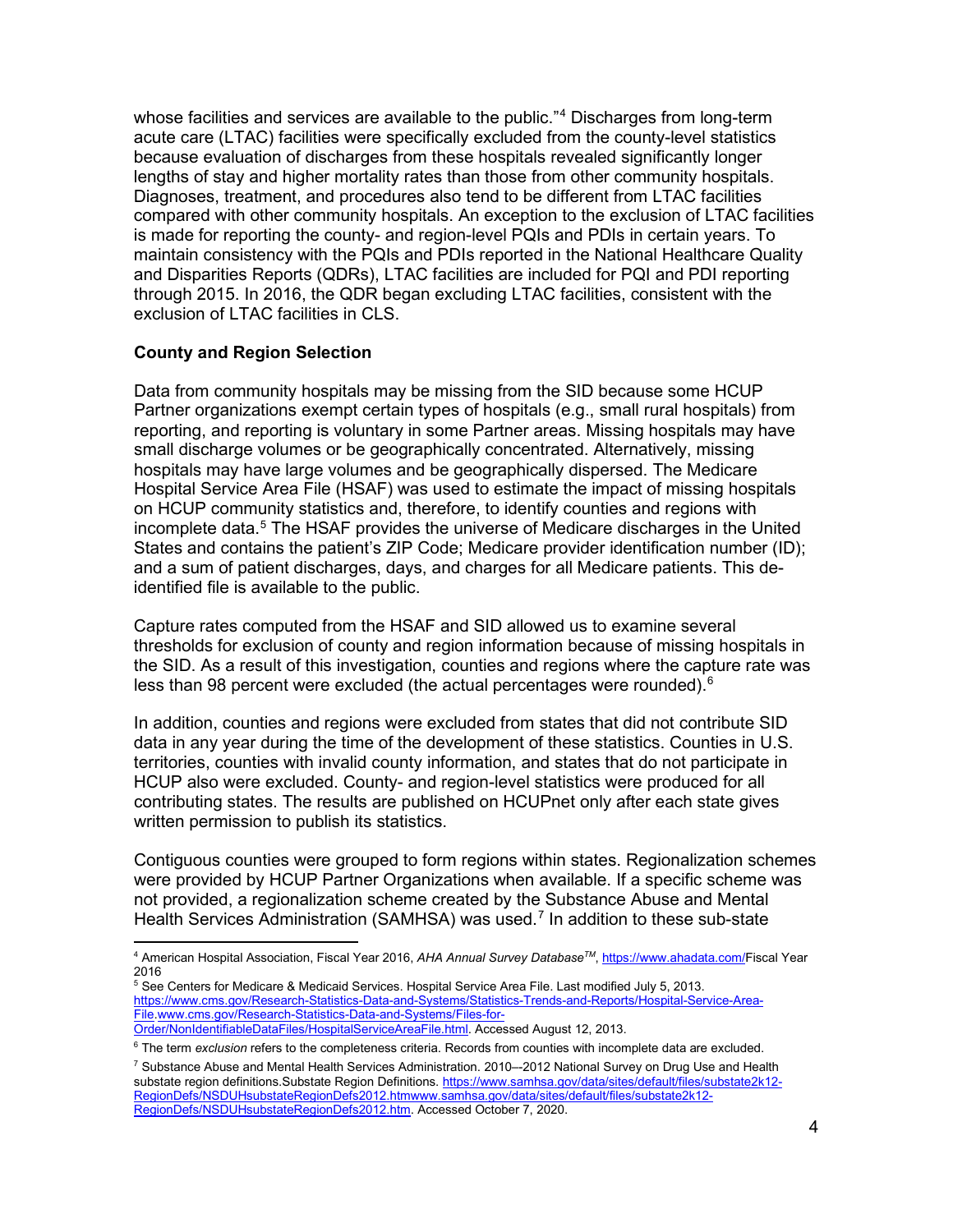whose facilities and services are available to the public."[4] Discharges from long-term acute care (LTAC) facilities were specifically excluded from the county-level statistics because evaluation of discharges from these hospitals revealed significantly longer lengths of stay and higher mortality rates than those from other community hospitals. Diagnoses, treatment, and procedures also tend to be different from LTAC facilities compared with other community hospitals. An exception to the exclusion of LTAC facilities is made for reporting the county- and region-level PQIs and PDIs in certain years. To maintain consistency with the PQIs and PDIs reported in the National Healthcare Quality and Disparities Reports (QDRs), LTAC facilities are included for PQI and PDI reporting through 2015. In 2016, the QDR began excluding LTAC facilities, consistent with the exclusion of LTAC facilities in CLS.

### County and Region Selection

Data from community hospitals may be missing from the SID because some HCUP Partner organizations exempt certain types of hospitals (e.g., small rural hospitals) from reporting, and reporting is voluntary in some Partner areas. Missing hospitals may have small discharge volumes or be geographically concentrated. Alternatively, missing hospitals may have large volumes and be geographically dispersed. The Medicare Hospital Service Area File (HSAF) was used to estimate the impact of missing hospitals on HCUP community statistics and, therefore, to identify counties and regions with incomplete data.[5] The HSAF provides the universe of Medicare discharges in the United States and contains the patient's ZIP Code; Medicare provider identification number (ID); and a sum of patient discharges, days, and charges for all Medicare patients. This de-identified file is available to the public.

Capture rates computed from the HSAF and SID allowed us to examine several thresholds for exclusion of county and region information because of missing hospitals in the SID. As a result of this investigation, counties and regions where the capture rate was less than 98 percent were excluded (the actual percentages were rounded).[6]

In addition, counties and regions were excluded from states that did not contribute SID data in any year during the time of the development of these statistics. Counties in U.S. territories, counties with invalid county information, and states that do not participate in HCUP also were excluded. County- and region-level statistics were produced for all contributing states. The results are published on HCUPnet only after each state gives written permission to publish its statistics.

Contiguous counties were grouped to form regions within states. Regionalization schemes were provided by HCUP Partner Organizations when available. If a specific scheme was not provided, a regionalization scheme created by the Substance Abuse and Mental Health Services Administration (SAMHSA) was used.[7] In addition to these sub-state

---

[4] American Hospital Association, Fiscal Year 2016, *AHA Annual Survey Database™*, https://www.ahadata.com/Fiscal Year 2016

[5] See Centers for Medicare & Medicaid Services. Hospital Service Area File. Last modified July 5, 2013. https://www.cms.gov/Research-Statistics-Data-and-Systems/Statistics-Trends-and-Reports/Hospital-Service-Area-File.www.cms.gov/Research-Statistics-Data-and-Systems/Files-for-Order/NonIdentifiableDataFiles/HospitalServiceAreaFile.html. Accessed August 12, 2013.

[6] The term *exclusion* refers to the completeness criteria. Records from counties with incomplete data are excluded.

[7] Substance Abuse and Mental Health Services Administration. 2010–-2012 National Survey on Drug Use and Health substate region definitions.Substate Region Definitions. https://www.samhsa.gov/data/sites/default/files/substate2k12-RegionDefs/NSDUHsubstateRegionDefs2012.htmwww.samhsa.gov/data/sites/default/files/substate2k12-RegionDefs/NSDUHsubstateRegionDefs2012.htm. Accessed October 7, 2020.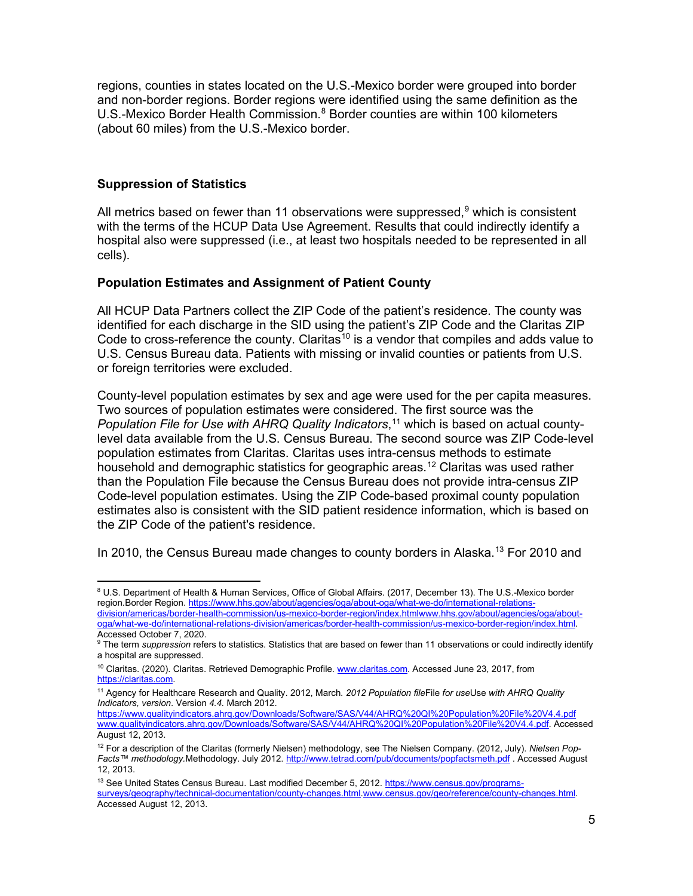regions, counties in states located on the U.S.-Mexico border were grouped into border and non-border regions. Border regions were identified using the same definition as the U.S.-Mexico Border Health Commission.[8] Border counties are within 100 kilometers (about 60 miles) from the U.S.-Mexico border.

### Suppression of Statistics

All metrics based on fewer than 11 observations were suppressed,[9] which is consistent with the terms of the HCUP Data Use Agreement. Results that could indirectly identify a hospital also were suppressed (i.e., at least two hospitals needed to be represented in all cells).

### Population Estimates and Assignment of Patient County

All HCUP Data Partners collect the ZIP Code of the patient's residence. The county was identified for each discharge in the SID using the patient's ZIP Code and the Claritas ZIP Code to cross-reference the county. Claritas[10] is a vendor that compiles and adds value to U.S. Census Bureau data. Patients with missing or invalid counties or patients from U.S. or foreign territories were excluded.

County-level population estimates by sex and age were used for the per capita measures. Two sources of population estimates were considered. The first source was the *Population File for Use with AHRQ Quality Indicators*,[11] which is based on actual county-level data available from the U.S. Census Bureau. The second source was ZIP Code-level population estimates from Claritas. Claritas uses intra-census methods to estimate household and demographic statistics for geographic areas.[12] Claritas was used rather than the Population File because the Census Bureau does not provide intra-census ZIP Code-level population estimates. Using the ZIP Code-based proximal county population estimates also is consistent with the SID patient residence information, which is based on the ZIP Code of the patient's residence.

In 2010, the Census Bureau made changes to county borders in Alaska.[13] For 2010 and

---

[8] U.S. Department of Health & Human Services, Office of Global Affairs. (2017, December 13). The U.S.-Mexico border region.Border Region. https://www.hhs.gov/about/agencies/oga/about-oga/what-we-do/international-relations-division/americas/border-health-commission/us-mexico-border-region/index.htmlwww.hhs.gov/about/agencies/oga/about-oga/what-we-do/international-relations-division/americas/border-health-commission/us-mexico-border-region/index.html. Accessed October 7, 2020.

[9] The term *suppression* refers to statistics. Statistics that are based on fewer than 11 observations or could indirectly identify a hospital are suppressed.

[10] Claritas. (2020). Claritas. Retrieved Demographic Profile. www.claritas.com. Accessed June 23, 2017, from https://claritas.com.

[11] Agency for Healthcare Research and Quality. 2012, March. *2012 Population file*File *for use*Use *with AHRQ Quality Indicators, version*. Version *4.4.* March 2012. https://www.qualityindicators.ahrq.gov/Downloads/Software/SAS/V44/AHRQ%20QI%20Population%20File%20V4.4.pdf www.qualityindicators.ahrq.gov/Downloads/Software/SAS/V44/AHRQ%20QI%20Population%20File%20V4.4.pdf. Accessed August 12, 2013.

[12] For a description of the Claritas (formerly Nielsen) methodology, see The Nielsen Company. (2012, July). *Nielsen Pop-Facts™ methodology.*Methodology. July 2012. http://www.tetrad.com/pub/documents/popfactsmeth.pdf . Accessed August 12, 2013.

[13] See United States Census Bureau. Last modified December 5, 2012. https://www.census.gov/programs-surveys/geography/technical-documentation/county-changes.html.www.census.gov/geo/reference/county-changes.html. Accessed August 12, 2013.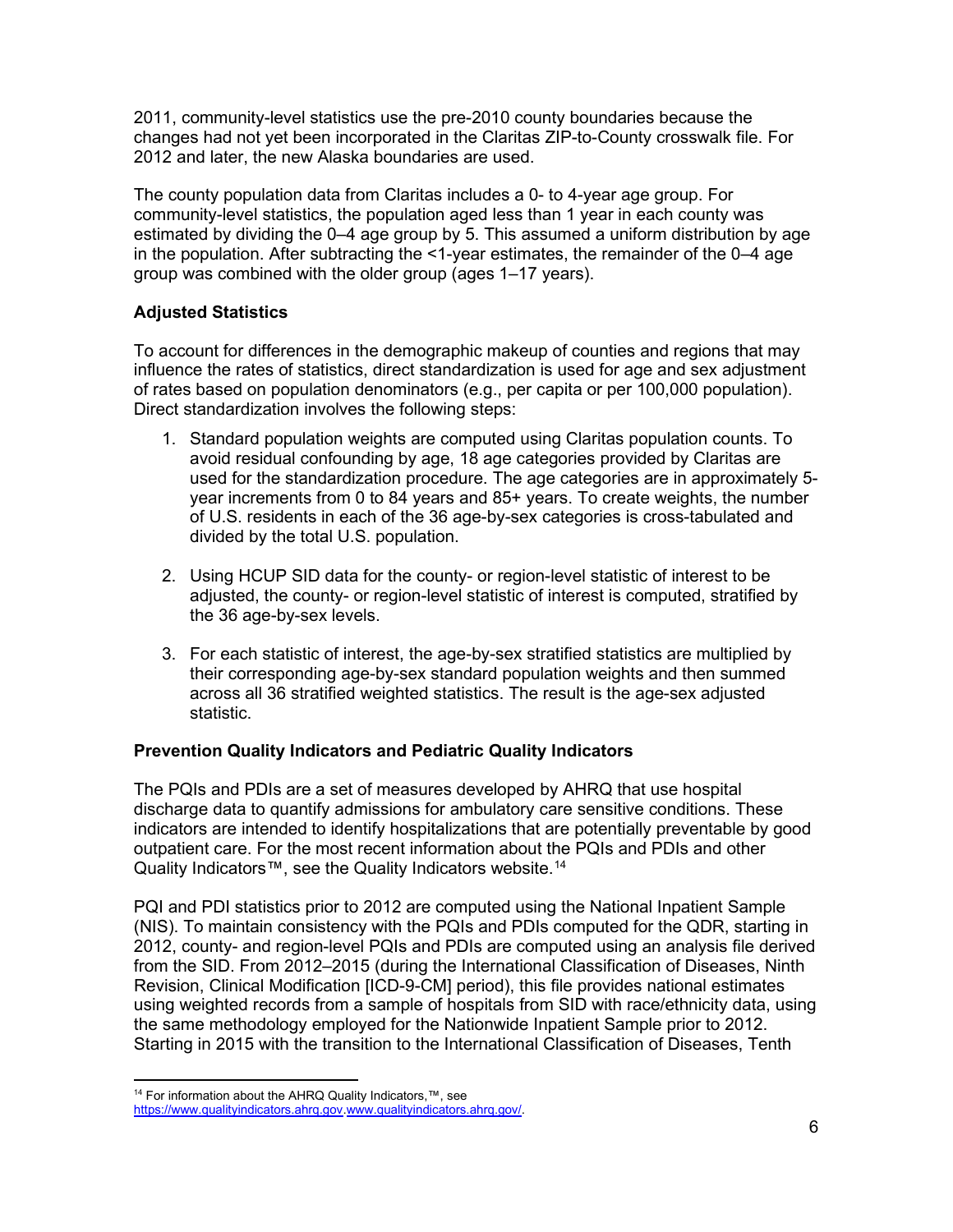2011, community-level statistics use the pre-2010 county boundaries because the changes had not yet been incorporated in the Claritas ZIP-to-County crosswalk file. For 2012 and later, the new Alaska boundaries are used.

The county population data from Claritas includes a 0- to 4-year age group. For community-level statistics, the population aged less than 1 year in each county was estimated by dividing the 0–4 age group by 5. This assumed a uniform distribution by age in the population. After subtracting the <1-year estimates, the remainder of the 0–4 age group was combined with the older group (ages 1–17 years).

**Adjusted Statistics**

To account for differences in the demographic makeup of counties and regions that may influence the rates of statistics, direct standardization is used for age and sex adjustment of rates based on population denominators (e.g., per capita or per 100,000 population). Direct standardization involves the following steps:

1. Standard population weights are computed using Claritas population counts. To avoid residual confounding by age, 18 age categories provided by Claritas are used for the standardization procedure. The age categories are in approximately 5-year increments from 0 to 84 years and 85+ years. To create weights, the number of U.S. residents in each of the 36 age-by-sex categories is cross-tabulated and divided by the total U.S. population.

2. Using HCUP SID data for the county- or region-level statistic of interest to be adjusted, the county- or region-level statistic of interest is computed, stratified by the 36 age-by-sex levels.

3. For each statistic of interest, the age-by-sex stratified statistics are multiplied by their corresponding age-by-sex standard population weights and then summed across all 36 stratified weighted statistics. The result is the age-sex adjusted statistic.

**Prevention Quality Indicators and Pediatric Quality Indicators**

The PQIs and PDIs are a set of measures developed by AHRQ that use hospital discharge data to quantify admissions for ambulatory care sensitive conditions. These indicators are intended to identify hospitalizations that are potentially preventable by good outpatient care. For the most recent information about the PQIs and PDIs and other Quality Indicators™, see the Quality Indicators website.[14]

PQI and PDI statistics prior to 2012 are computed using the National Inpatient Sample (NIS). To maintain consistency with the PQIs and PDIs computed for the QDR, starting in 2012, county- and region-level PQIs and PDIs are computed using an analysis file derived from the SID. From 2012–2015 (during the International Classification of Diseases, Ninth Revision, Clinical Modification [ICD-9-CM] period), this file provides national estimates using weighted records from a sample of hospitals from SID with race/ethnicity data, using the same methodology employed for the Nationwide Inpatient Sample prior to 2012. Starting in 2015 with the transition to the International Classification of Diseases, Tenth

[14] For information about the AHRQ Quality Indicators,™, see https://www.qualityindicators.ahrq.gov.www.qualityindicators.ahrq.gov/.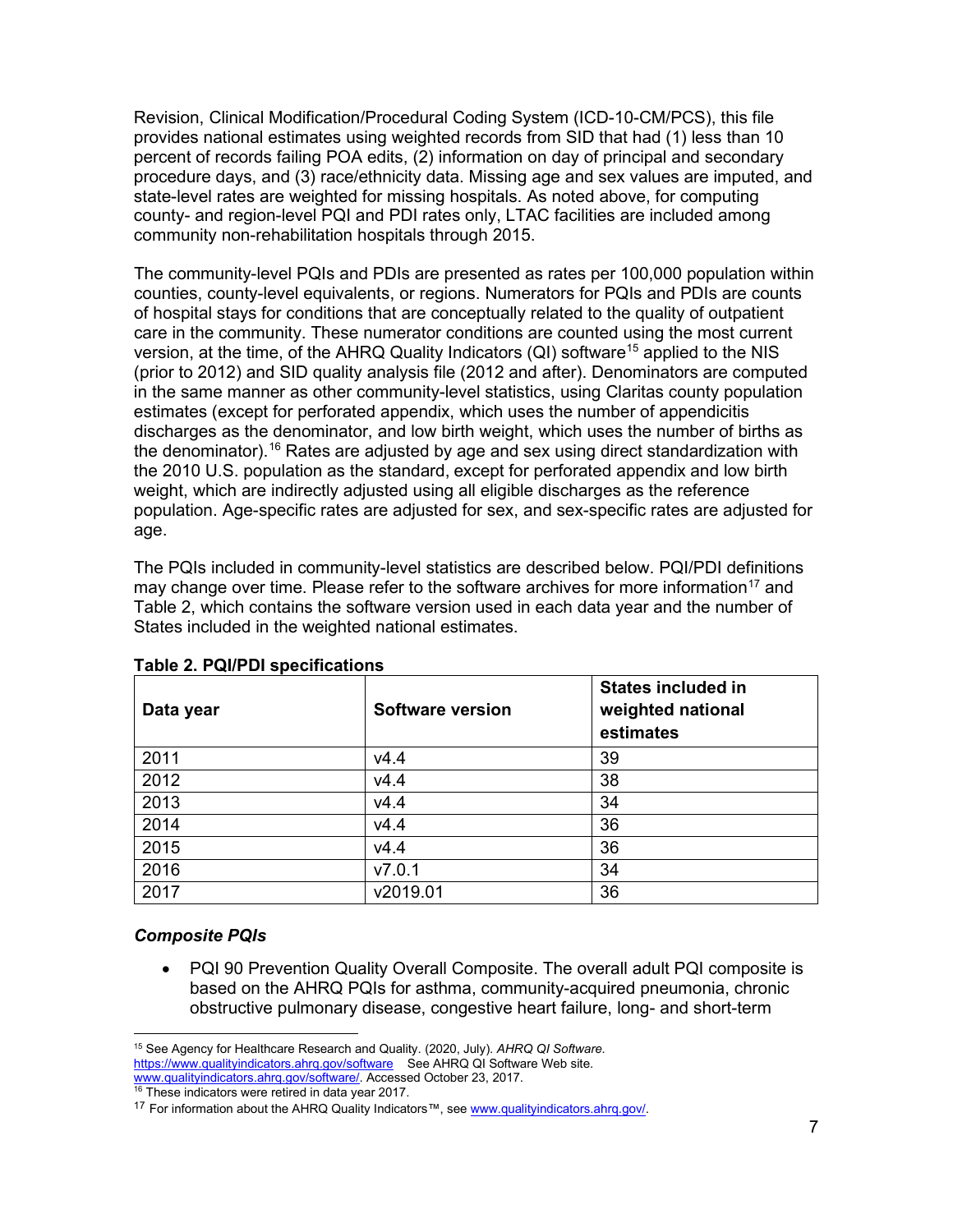Revision, Clinical Modification/Procedural Coding System (ICD-10-CM/PCS), this file provides national estimates using weighted records from SID that had (1) less than 10 percent of records failing POA edits, (2) information on day of principal and secondary procedure days, and (3) race/ethnicity data. Missing age and sex values are imputed, and state-level rates are weighted for missing hospitals. As noted above, for computing county- and region-level PQI and PDI rates only, LTAC facilities are included among community non-rehabilitation hospitals through 2015.

The community-level PQIs and PDIs are presented as rates per 100,000 population within counties, county-level equivalents, or regions. Numerators for PQIs and PDIs are counts of hospital stays for conditions that are conceptually related to the quality of outpatient care in the community. These numerator conditions are counted using the most current version, at the time, of the AHRQ Quality Indicators (QI) software[15] applied to the NIS (prior to 2012) and SID quality analysis file (2012 and after). Denominators are computed in the same manner as other community-level statistics, using Claritas county population estimates (except for perforated appendix, which uses the number of appendicitis discharges as the denominator, and low birth weight, which uses the number of births as the denominator).[16] Rates are adjusted by age and sex using direct standardization with the 2010 U.S. population as the standard, except for perforated appendix and low birth weight, which are indirectly adjusted using all eligible discharges as the reference population. Age-specific rates are adjusted for sex, and sex-specific rates are adjusted for age.

The PQIs included in community-level statistics are described below. PQI/PDI definitions may change over time. Please refer to the software archives for more information[17] and Table 2, which contains the software version used in each data year and the number of States included in the weighted national estimates.

**Table 2. PQI/PDI specifications**

| Data year | Software version | States included in weighted national estimates |
|---|---|---|
| 2011 | v4.4 | 39 |
| 2012 | v4.4 | 38 |
| 2013 | v4.4 | 34 |
| 2014 | v4.4 | 36 |
| 2015 | v4.4 | 36 |
| 2016 | v7.0.1 | 34 |
| 2017 | v2019.01 | 36 |

### *Composite PQIs*

- PQI 90 Prevention Quality Overall Composite. The overall adult PQI composite is based on the AHRQ PQIs for asthma, community-acquired pneumonia, chronic obstructive pulmonary disease, congestive heart failure, long- and short-term

---

[15] See Agency for Healthcare Research and Quality. (2020, July). *AHRQ QI Software*. https://www.qualityindicators.ahrq.gov/software See AHRQ QI Software Web site. www.qualityindicators.ahrq.gov/software/. Accessed October 23, 2017.

[16] These indicators were retired in data year 2017.

[17] For information about the AHRQ Quality Indicators™, see www.qualityindicators.ahrq.gov/.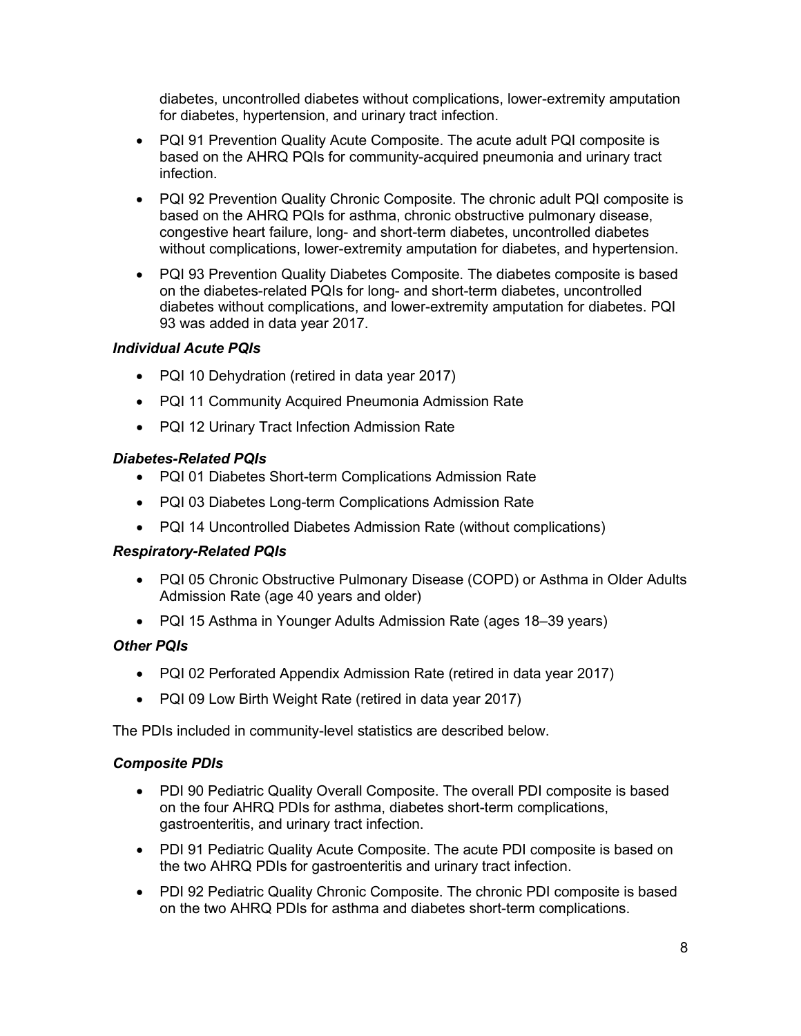diabetes, uncontrolled diabetes without complications, lower-extremity amputation for diabetes, hypertension, and urinary tract infection.

- PQI 91 Prevention Quality Acute Composite. The acute adult PQI composite is based on the AHRQ PQIs for community-acquired pneumonia and urinary tract infection.
- PQI 92 Prevention Quality Chronic Composite. The chronic adult PQI composite is based on the AHRQ PQIs for asthma, chronic obstructive pulmonary disease, congestive heart failure, long- and short-term diabetes, uncontrolled diabetes without complications, lower-extremity amputation for diabetes, and hypertension.
- PQI 93 Prevention Quality Diabetes Composite. The diabetes composite is based on the diabetes-related PQIs for long- and short-term diabetes, uncontrolled diabetes without complications, and lower-extremity amputation for diabetes. PQI 93 was added in data year 2017.

***Individual Acute PQIs***

- PQI 10 Dehydration (retired in data year 2017)
- PQI 11 Community Acquired Pneumonia Admission Rate
- PQI 12 Urinary Tract Infection Admission Rate

***Diabetes-Related PQIs***

- PQI 01 Diabetes Short-term Complications Admission Rate
- PQI 03 Diabetes Long-term Complications Admission Rate
- PQI 14 Uncontrolled Diabetes Admission Rate (without complications)

***Respiratory-Related PQIs***

- PQI 05 Chronic Obstructive Pulmonary Disease (COPD) or Asthma in Older Adults Admission Rate (age 40 years and older)
- PQI 15 Asthma in Younger Adults Admission Rate (ages 18–39 years)

***Other PQIs***

- PQI 02 Perforated Appendix Admission Rate (retired in data year 2017)
- PQI 09 Low Birth Weight Rate (retired in data year 2017)

The PDIs included in community-level statistics are described below.

***Composite PDIs***

- PDI 90 Pediatric Quality Overall Composite. The overall PDI composite is based on the four AHRQ PDIs for asthma, diabetes short-term complications, gastroenteritis, and urinary tract infection.
- PDI 91 Pediatric Quality Acute Composite. The acute PDI composite is based on the two AHRQ PDIs for gastroenteritis and urinary tract infection.
- PDI 92 Pediatric Quality Chronic Composite. The chronic PDI composite is based on the two AHRQ PDIs for asthma and diabetes short-term complications.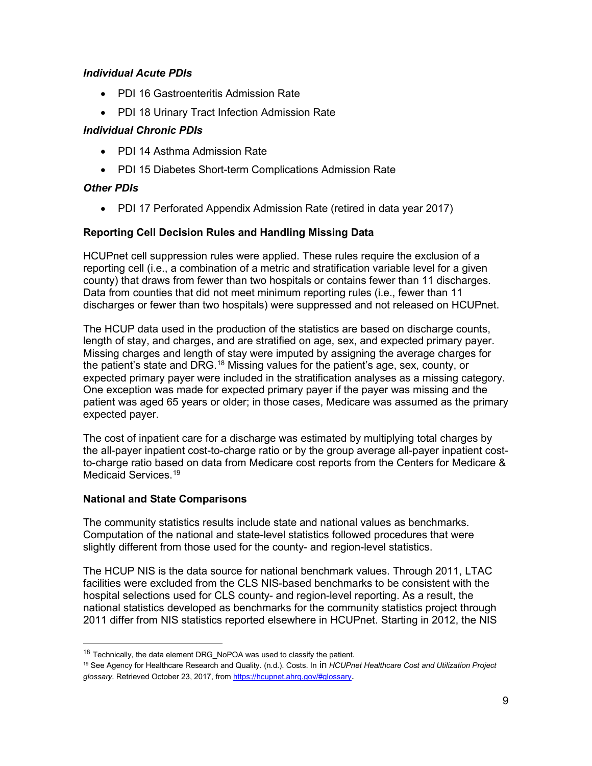#### *Individual Acute PDIs*

- PDI 16 Gastroenteritis Admission Rate
- PDI 18 Urinary Tract Infection Admission Rate

#### *Individual Chronic PDIs*

- PDI 14 Asthma Admission Rate
- PDI 15 Diabetes Short-term Complications Admission Rate

#### *Other PDIs*

- PDI 17 Perforated Appendix Admission Rate (retired in data year 2017)

### Reporting Cell Decision Rules and Handling Missing Data

HCUPnet cell suppression rules were applied. These rules require the exclusion of a reporting cell (i.e., a combination of a metric and stratification variable level for a given county) that draws from fewer than two hospitals or contains fewer than 11 discharges. Data from counties that did not meet minimum reporting rules (i.e., fewer than 11 discharges or fewer than two hospitals) were suppressed and not released on HCUPnet.

The HCUP data used in the production of the statistics are based on discharge counts, length of stay, and charges, and are stratified on age, sex, and expected primary payer. Missing charges and length of stay were imputed by assigning the average charges for the patient's state and DRG.[18] Missing values for the patient's age, sex, county, or expected primary payer were included in the stratification analyses as a missing category. One exception was made for expected primary payer if the payer was missing and the patient was aged 65 years or older; in those cases, Medicare was assumed as the primary expected payer.

The cost of inpatient care for a discharge was estimated by multiplying total charges by the all-payer inpatient cost-to-charge ratio or by the group average all-payer inpatient cost-to-charge ratio based on data from Medicare cost reports from the Centers for Medicare & Medicaid Services.[19]

### National and State Comparisons

The community statistics results include state and national values as benchmarks. Computation of the national and state-level statistics followed procedures that were slightly different from those used for the county- and region-level statistics.

The HCUP NIS is the data source for national benchmark values. Through 2011, LTAC facilities were excluded from the CLS NIS-based benchmarks to be consistent with the hospital selections used for CLS county- and region-level reporting. As a result, the national statistics developed as benchmarks for the community statistics project through 2011 differ from NIS statistics reported elsewhere in HCUPnet. Starting in 2012, the NIS

---

[18] Technically, the data element DRG_NoPOA was used to classify the patient.

[19] See Agency for Healthcare Research and Quality. (n.d.). Costs. In in *HCUPnet Healthcare Cost and Utilization Project glossary.* Retrieved October 23, 2017, from https://hcupnet.ahrq.gov/#glossary.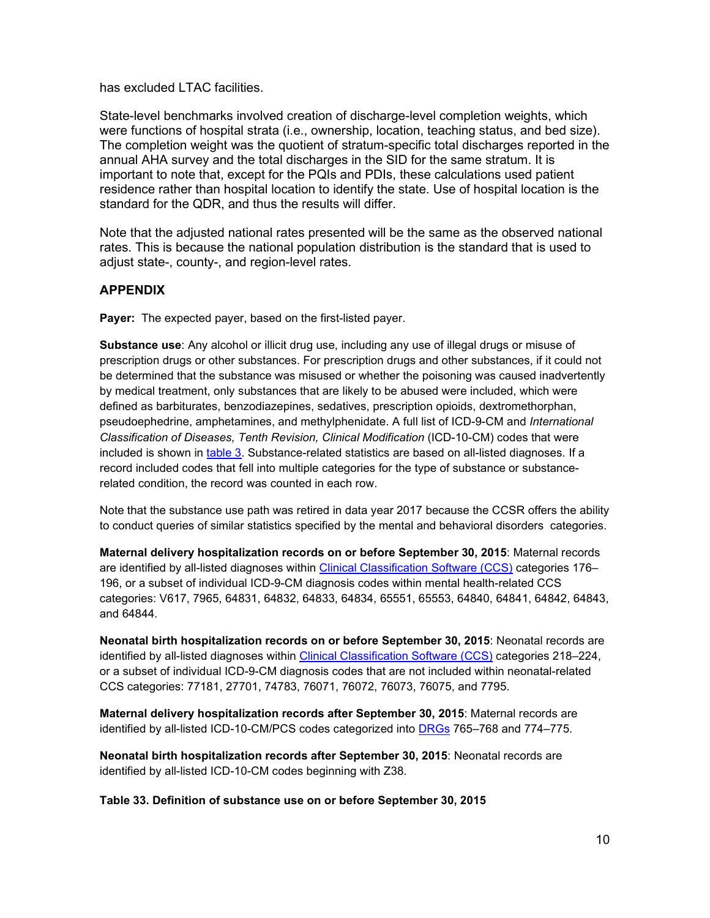has excluded LTAC facilities.

State-level benchmarks involved creation of discharge-level completion weights, which were functions of hospital strata (i.e., ownership, location, teaching status, and bed size). The completion weight was the quotient of stratum-specific total discharges reported in the annual AHA survey and the total discharges in the SID for the same stratum. It is important to note that, except for the PQIs and PDIs, these calculations used patient residence rather than hospital location to identify the state. Use of hospital location is the standard for the QDR, and thus the results will differ.

Note that the adjusted national rates presented will be the same as the observed national rates. This is because the national population distribution is the standard that is used to adjust state-, county-, and region-level rates.

### APPENDIX

**Payer:** The expected payer, based on the first-listed payer.

**Substance use**: Any alcohol or illicit drug use, including any use of illegal drugs or misuse of prescription drugs or other substances. For prescription drugs and other substances, if it could not be determined that the substance was misused or whether the poisoning was caused inadvertently by medical treatment, only substances that are likely to be abused were included, which were defined as barbiturates, benzodiazepines, sedatives, prescription opioids, dextromethorphan, pseudoephedrine, amphetamines, and methylphenidate. A full list of ICD-9-CM and *International Classification of Diseases, Tenth Revision, Clinical Modification* (ICD-10-CM) codes that were included is shown in table 3. Substance-related statistics are based on all-listed diagnoses. If a record included codes that fell into multiple categories for the type of substance or substance-related condition, the record was counted in each row.

Note that the substance use path was retired in data year 2017 because the CCSR offers the ability to conduct queries of similar statistics specified by the mental and behavioral disorders categories.

**Maternal delivery hospitalization records on or before September 30, 2015**: Maternal records are identified by all-listed diagnoses within Clinical Classification Software (CCS) categories 176–196, or a subset of individual ICD-9-CM diagnosis codes within mental health-related CCS categories: V617, 7965, 64831, 64832, 64833, 64834, 65551, 65553, 64840, 64841, 64842, 64843, and 64844.

**Neonatal birth hospitalization records on or before September 30, 2015**: Neonatal records are identified by all-listed diagnoses within Clinical Classification Software (CCS) categories 218–224, or a subset of individual ICD-9-CM diagnosis codes that are not included within neonatal-related CCS categories: 77181, 27701, 74783, 76071, 76072, 76073, 76075, and 7795.

**Maternal delivery hospitalization records after September 30, 2015**: Maternal records are identified by all-listed ICD-10-CM/PCS codes categorized into DRGs 765–768 and 774–775.

**Neonatal birth hospitalization records after September 30, 2015**: Neonatal records are identified by all-listed ICD-10-CM codes beginning with Z38.

**Table 33. Definition of substance use on or before September 30, 2015**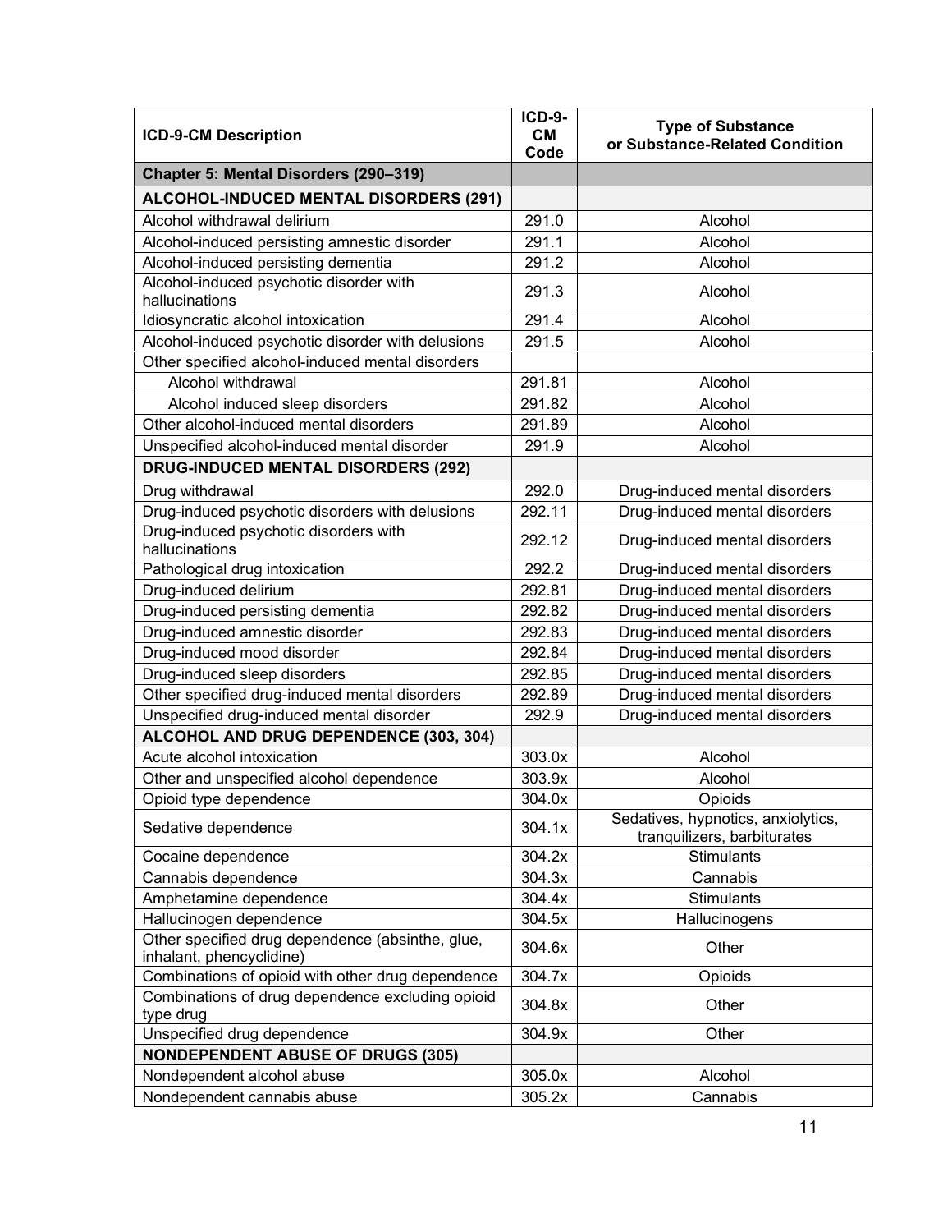| ICD-9-CM Description | ICD-9-CM Code | Type of Substance or Substance-Related Condition |
|---|---|---|
| **Chapter 5: Mental Disorders (290–319)** | | |
| **ALCOHOL-INDUCED MENTAL DISORDERS (291)** | | |
| Alcohol withdrawal delirium | 291.0 | Alcohol |
| Alcohol-induced persisting amnestic disorder | 291.1 | Alcohol |
| Alcohol-induced persisting dementia | 291.2 | Alcohol |
| Alcohol-induced psychotic disorder with hallucinations | 291.3 | Alcohol |
| Idiosyncratic alcohol intoxication | 291.4 | Alcohol |
| Alcohol-induced psychotic disorder with delusions | 291.5 | Alcohol |
| Other specified alcohol-induced mental disorders | | |
| Alcohol withdrawal | 291.81 | Alcohol |
| Alcohol induced sleep disorders | 291.82 | Alcohol |
| Other alcohol-induced mental disorders | 291.89 | Alcohol |
| Unspecified alcohol-induced mental disorder | 291.9 | Alcohol |
| **DRUG-INDUCED MENTAL DISORDERS (292)** | | |
| Drug withdrawal | 292.0 | Drug-induced mental disorders |
| Drug-induced psychotic disorders with delusions | 292.11 | Drug-induced mental disorders |
| Drug-induced psychotic disorders with hallucinations | 292.12 | Drug-induced mental disorders |
| Pathological drug intoxication | 292.2 | Drug-induced mental disorders |
| Drug-induced delirium | 292.81 | Drug-induced mental disorders |
| Drug-induced persisting dementia | 292.82 | Drug-induced mental disorders |
| Drug-induced amnestic disorder | 292.83 | Drug-induced mental disorders |
| Drug-induced mood disorder | 292.84 | Drug-induced mental disorders |
| Drug-induced sleep disorders | 292.85 | Drug-induced mental disorders |
| Other specified drug-induced mental disorders | 292.89 | Drug-induced mental disorders |
| Unspecified drug-induced mental disorder | 292.9 | Drug-induced mental disorders |
| **ALCOHOL AND DRUG DEPENDENCE (303, 304)** | | |
| Acute alcohol intoxication | 303.0x | Alcohol |
| Other and unspecified alcohol dependence | 303.9x | Alcohol |
| Opioid type dependence | 304.0x | Opioids |
| Sedative dependence | 304.1x | Sedatives, hypnotics, anxiolytics, tranquilizers, barbiturates |
| Cocaine dependence | 304.2x | Stimulants |
| Cannabis dependence | 304.3x | Cannabis |
| Amphetamine dependence | 304.4x | Stimulants |
| Hallucinogen dependence | 304.5x | Hallucinogens |
| Other specified drug dependence (absinthe, glue, inhalant, phencyclidine) | 304.6x | Other |
| Combinations of opioid with other drug dependence | 304.7x | Opioids |
| Combinations of drug dependence excluding opioid type drug | 304.8x | Other |
| Unspecified drug dependence | 304.9x | Other |
| **NONDEPENDENT ABUSE OF DRUGS (305)** | | |
| Nondependent alcohol abuse | 305.0x | Alcohol |
| Nondependent cannabis abuse | 305.2x | Cannabis |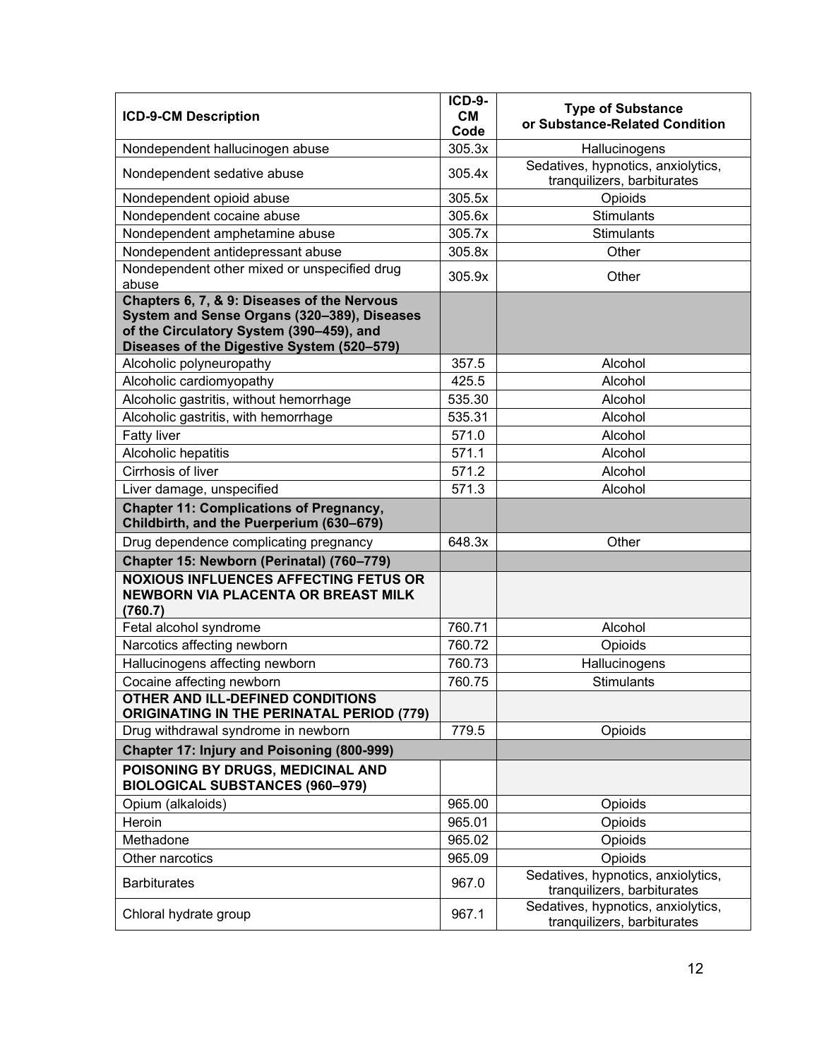| ICD-9-CM Description | ICD-9-CM Code | Type of Substance or Substance-Related Condition |
|---|---|---|
| Nondependent hallucinogen abuse | 305.3x | Hallucinogens |
| Nondependent sedative abuse | 305.4x | Sedatives, hypnotics, anxiolytics, tranquilizers, barbiturates |
| Nondependent opioid abuse | 305.5x | Opioids |
| Nondependent cocaine abuse | 305.6x | Stimulants |
| Nondependent amphetamine abuse | 305.7x | Stimulants |
| Nondependent antidepressant abuse | 305.8x | Other |
| Nondependent other mixed or unspecified drug abuse | 305.9x | Other |
| **Chapters 6, 7, & 9: Diseases of the Nervous System and Sense Organs (320–389), Diseases of the Circulatory System (390–459), and Diseases of the Digestive System (520–579)** | | |
| Alcoholic polyneuropathy | 357.5 | Alcohol |
| Alcoholic cardiomyopathy | 425.5 | Alcohol |
| Alcoholic gastritis, without hemorrhage | 535.30 | Alcohol |
| Alcoholic gastritis, with hemorrhage | 535.31 | Alcohol |
| Fatty liver | 571.0 | Alcohol |
| Alcoholic hepatitis | 571.1 | Alcohol |
| Cirrhosis of liver | 571.2 | Alcohol |
| Liver damage, unspecified | 571.3 | Alcohol |
| **Chapter 11: Complications of Pregnancy, Childbirth, and the Puerperium (630–679)** | | |
| Drug dependence complicating pregnancy | 648.3x | Other |
| **Chapter 15: Newborn (Perinatal) (760–779)** | | |
| **NOXIOUS INFLUENCES AFFECTING FETUS OR NEWBORN VIA PLACENTA OR BREAST MILK (760.7)** | | |
| Fetal alcohol syndrome | 760.71 | Alcohol |
| Narcotics affecting newborn | 760.72 | Opioids |
| Hallucinogens affecting newborn | 760.73 | Hallucinogens |
| Cocaine affecting newborn | 760.75 | Stimulants |
| **OTHER AND ILL-DEFINED CONDITIONS ORIGINATING IN THE PERINATAL PERIOD (779)** | | |
| Drug withdrawal syndrome in newborn | 779.5 | Opioids |
| **Chapter 17: Injury and Poisoning (800-999)** | | |
| **POISONING BY DRUGS, MEDICINAL AND BIOLOGICAL SUBSTANCES (960–979)** | | |
| Opium (alkaloids) | 965.00 | Opioids |
| Heroin | 965.01 | Opioids |
| Methadone | 965.02 | Opioids |
| Other narcotics | 965.09 | Opioids |
| Barbiturates | 967.0 | Sedatives, hypnotics, anxiolytics, tranquilizers, barbiturates |
| Chloral hydrate group | 967.1 | Sedatives, hypnotics, anxiolytics, tranquilizers, barbiturates |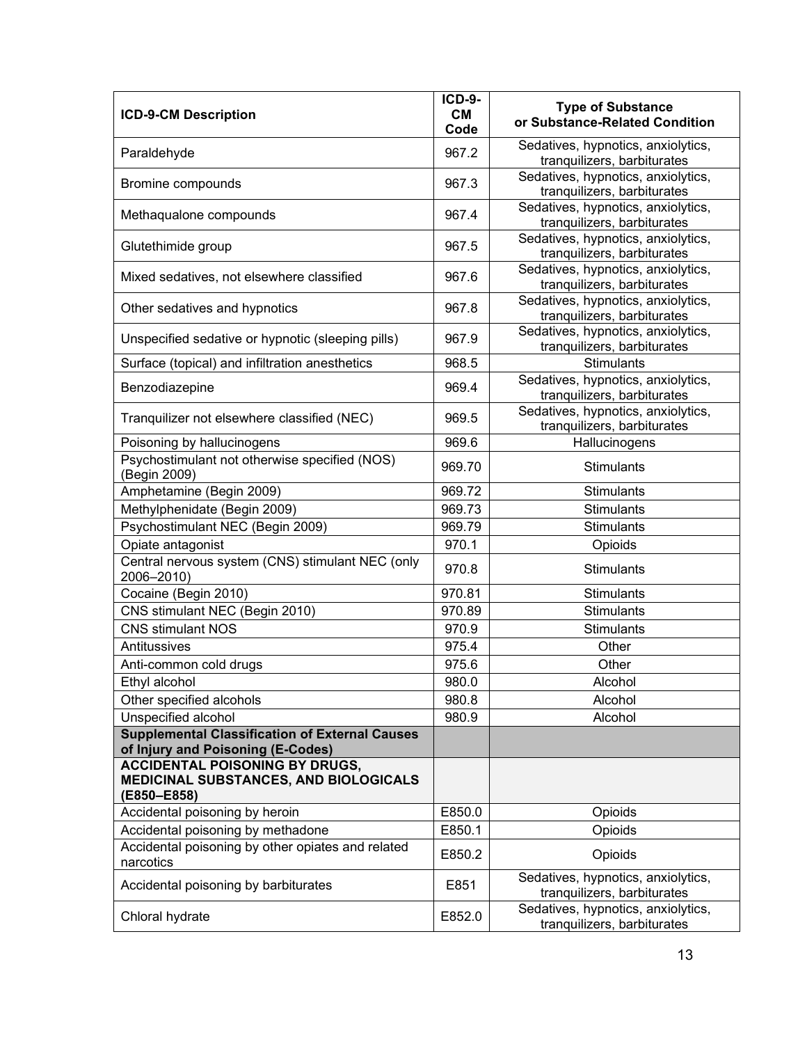| ICD-9-CM Description | ICD-9-CM Code | Type of Substance or Substance-Related Condition |
|---|---|---|
| Paraldehyde | 967.2 | Sedatives, hypnotics, anxiolytics, tranquilizers, barbiturates |
| Bromine compounds | 967.3 | Sedatives, hypnotics, anxiolytics, tranquilizers, barbiturates |
| Methaqualone compounds | 967.4 | Sedatives, hypnotics, anxiolytics, tranquilizers, barbiturates |
| Glutethimide group | 967.5 | Sedatives, hypnotics, anxiolytics, tranquilizers, barbiturates |
| Mixed sedatives, not elsewhere classified | 967.6 | Sedatives, hypnotics, anxiolytics, tranquilizers, barbiturates |
| Other sedatives and hypnotics | 967.8 | Sedatives, hypnotics, anxiolytics, tranquilizers, barbiturates |
| Unspecified sedative or hypnotic (sleeping pills) | 967.9 | Sedatives, hypnotics, anxiolytics, tranquilizers, barbiturates |
| Surface (topical) and infiltration anesthetics | 968.5 | Stimulants |
| Benzodiazepine | 969.4 | Sedatives, hypnotics, anxiolytics, tranquilizers, barbiturates |
| Tranquilizer not elsewhere classified (NEC) | 969.5 | Sedatives, hypnotics, anxiolytics, tranquilizers, barbiturates |
| Poisoning by hallucinogens | 969.6 | Hallucinogens |
| Psychostimulant not otherwise specified (NOS) (Begin 2009) | 969.70 | Stimulants |
| Amphetamine (Begin 2009) | 969.72 | Stimulants |
| Methylphenidate (Begin 2009) | 969.73 | Stimulants |
| Psychostimulant NEC (Begin 2009) | 969.79 | Stimulants |
| Opiate antagonist | 970.1 | Opioids |
| Central nervous system (CNS) stimulant NEC (only 2006–2010) | 970.8 | Stimulants |
| Cocaine (Begin 2010) | 970.81 | Stimulants |
| CNS stimulant NEC (Begin 2010) | 970.89 | Stimulants |
| CNS stimulant NOS | 970.9 | Stimulants |
| Antitussives | 975.4 | Other |
| Anti-common cold drugs | 975.6 | Other |
| Ethyl alcohol | 980.0 | Alcohol |
| Other specified alcohols | 980.8 | Alcohol |
| Unspecified alcohol | 980.9 | Alcohol |
| **Supplemental Classification of External Causes of Injury and Poisoning (E-Codes)** | | |
| **ACCIDENTAL POISONING BY DRUGS, MEDICINAL SUBSTANCES, AND BIOLOGICALS (E850–E858)** | | |
| Accidental poisoning by heroin | E850.0 | Opioids |
| Accidental poisoning by methadone | E850.1 | Opioids |
| Accidental poisoning by other opiates and related narcotics | E850.2 | Opioids |
| Accidental poisoning by barbiturates | E851 | Sedatives, hypnotics, anxiolytics, tranquilizers, barbiturates |
| Chloral hydrate | E852.0 | Sedatives, hypnotics, anxiolytics, tranquilizers, barbiturates |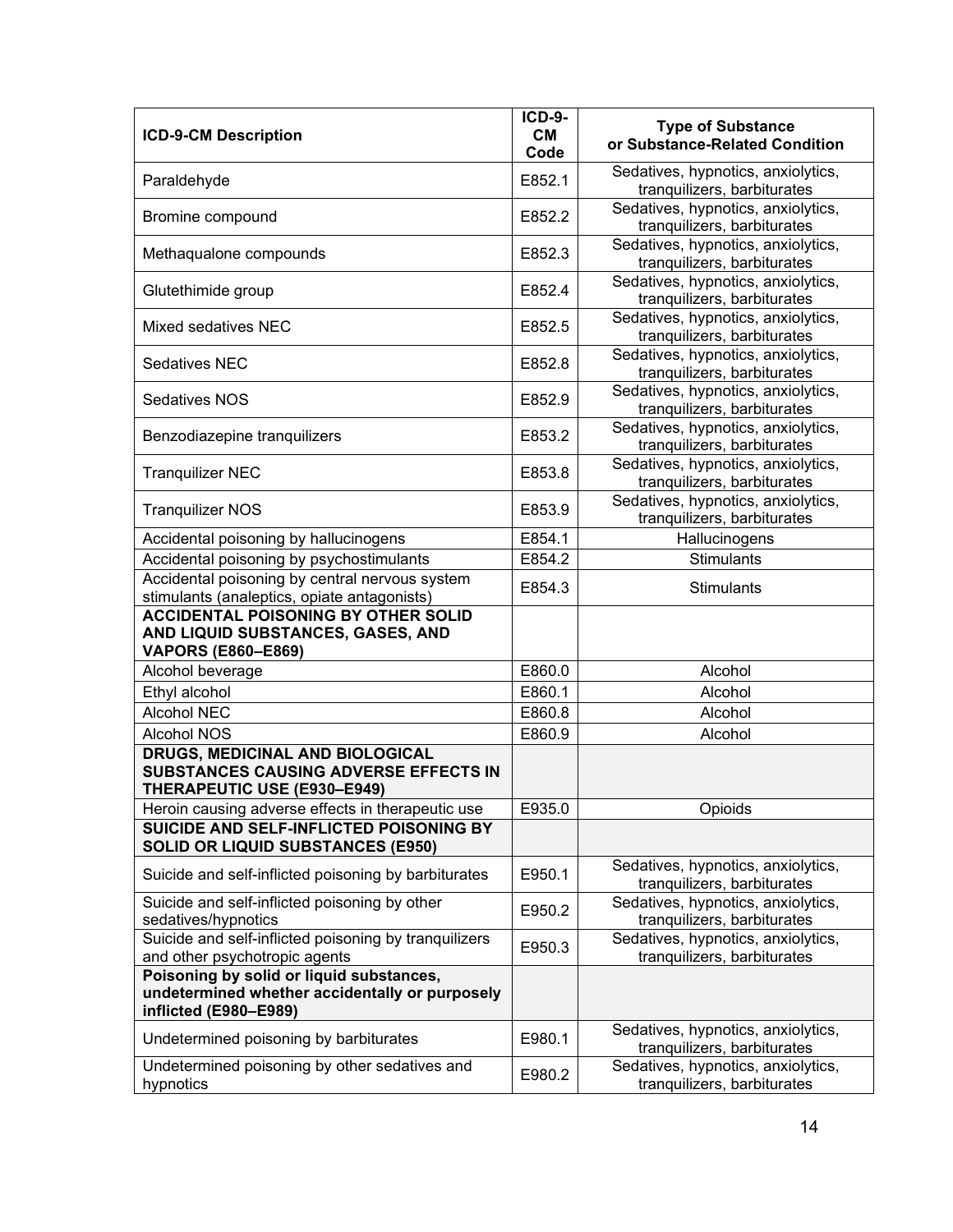| ICD-9-CM Description | ICD-9-CM Code | Type of Substance or Substance-Related Condition |
|---|---|---|
| Paraldehyde | E852.1 | Sedatives, hypnotics, anxiolytics, tranquilizers, barbiturates |
| Bromine compound | E852.2 | Sedatives, hypnotics, anxiolytics, tranquilizers, barbiturates |
| Methaqualone compounds | E852.3 | Sedatives, hypnotics, anxiolytics, tranquilizers, barbiturates |
| Glutethimide group | E852.4 | Sedatives, hypnotics, anxiolytics, tranquilizers, barbiturates |
| Mixed sedatives NEC | E852.5 | Sedatives, hypnotics, anxiolytics, tranquilizers, barbiturates |
| Sedatives NEC | E852.8 | Sedatives, hypnotics, anxiolytics, tranquilizers, barbiturates |
| Sedatives NOS | E852.9 | Sedatives, hypnotics, anxiolytics, tranquilizers, barbiturates |
| Benzodiazepine tranquilizers | E853.2 | Sedatives, hypnotics, anxiolytics, tranquilizers, barbiturates |
| Tranquilizer NEC | E853.8 | Sedatives, hypnotics, anxiolytics, tranquilizers, barbiturates |
| Tranquilizer NOS | E853.9 | Sedatives, hypnotics, anxiolytics, tranquilizers, barbiturates |
| Accidental poisoning by hallucinogens | E854.1 | Hallucinogens |
| Accidental poisoning by psychostimulants | E854.2 | Stimulants |
| Accidental poisoning by central nervous system stimulants (analeptics, opiate antagonists) | E854.3 | Stimulants |
| **ACCIDENTAL POISONING BY OTHER SOLID AND LIQUID SUBSTANCES, GASES, AND VAPORS (E860–E869)** | | |
| Alcohol beverage | E860.0 | Alcohol |
| Ethyl alcohol | E860.1 | Alcohol |
| Alcohol NEC | E860.8 | Alcohol |
| Alcohol NOS | E860.9 | Alcohol |
| **DRUGS, MEDICINAL AND BIOLOGICAL SUBSTANCES CAUSING ADVERSE EFFECTS IN THERAPEUTIC USE (E930–E949)** | | |
| Heroin causing adverse effects in therapeutic use | E935.0 | Opioids |
| **SUICIDE AND SELF-INFLICTED POISONING BY SOLID OR LIQUID SUBSTANCES (E950)** | | |
| Suicide and self-inflicted poisoning by barbiturates | E950.1 | Sedatives, hypnotics, anxiolytics, tranquilizers, barbiturates |
| Suicide and self-inflicted poisoning by other sedatives/hypnotics | E950.2 | Sedatives, hypnotics, anxiolytics, tranquilizers, barbiturates |
| Suicide and self-inflicted poisoning by tranquilizers and other psychotropic agents | E950.3 | Sedatives, hypnotics, anxiolytics, tranquilizers, barbiturates |
| **Poisoning by solid or liquid substances, undetermined whether accidentally or purposely inflicted (E980–E989)** | | |
| Undetermined poisoning by barbiturates | E980.1 | Sedatives, hypnotics, anxiolytics, tranquilizers, barbiturates |
| Undetermined poisoning by other sedatives and hypnotics | E980.2 | Sedatives, hypnotics, anxiolytics, tranquilizers, barbiturates |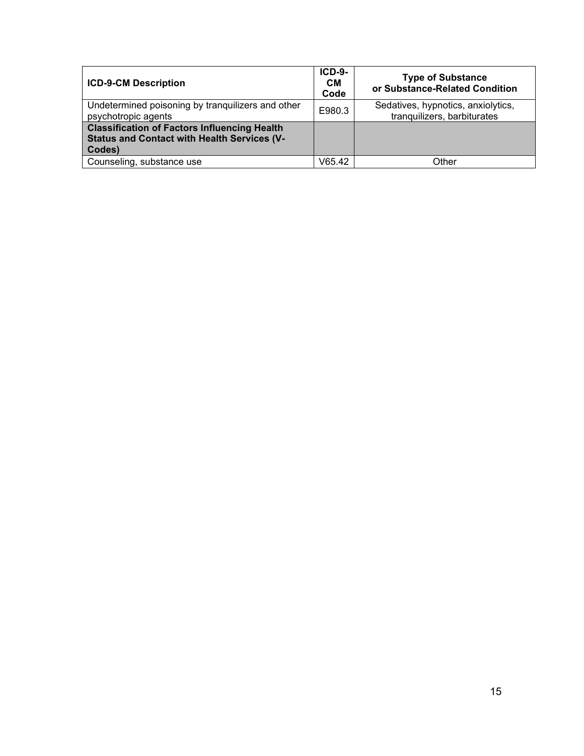| ICD-9-CM Description | ICD-9-CM Code | Type of Substance or Substance-Related Condition |
|---|---|---|
| Undetermined poisoning by tranquilizers and other psychotropic agents | E980.3 | Sedatives, hypnotics, anxiolytics, tranquilizers, barbiturates |
| **Classification of Factors Influencing Health Status and Contact with Health Services (V-Codes)** | | |
| Counseling, substance use | V65.42 | Other |